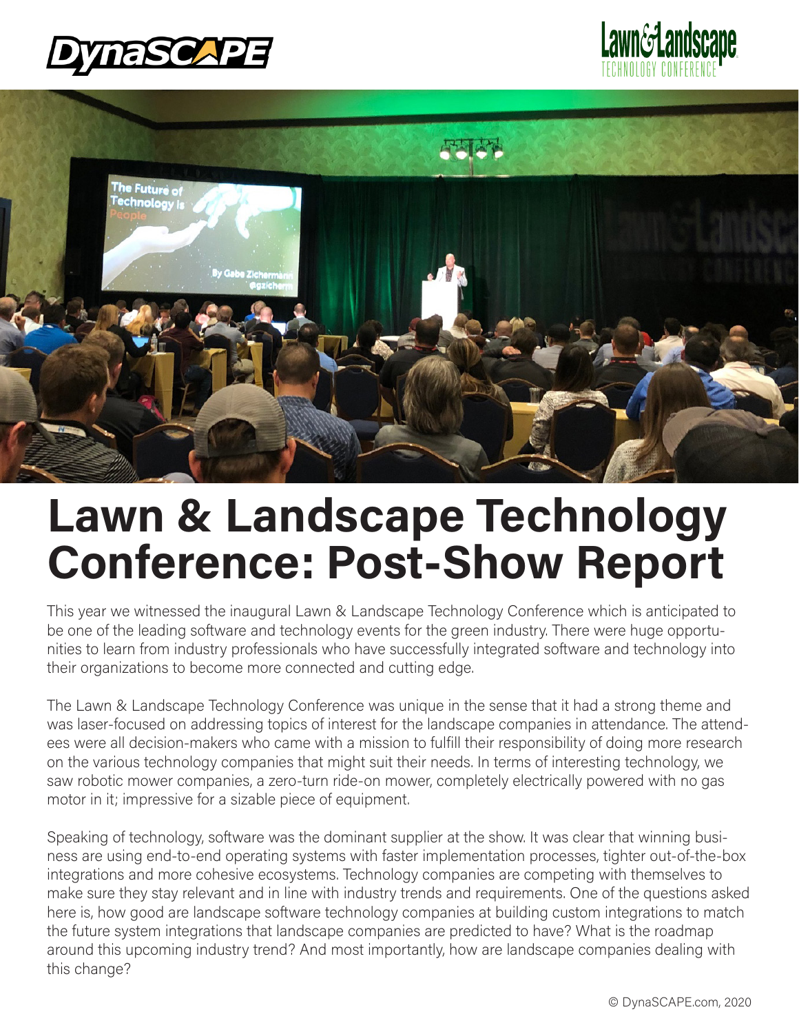# Lawn & Landscape Technology Conference: Post-Show Report

This year we witnessed the inaugural Lawn & Landscape Technology Conference which is anticipated to be one of the leading software and technology events for the green industry. There were huge opportunities to learn from industry professionals who have successfully integrated software and technology into their organizations to become more connected and cutting edge.

The Lawn & Landscape Technology Conference was unique in the sense that it had a strong theme and was laser-focused on addressing topics of interest for the landscape companies in attendance. The attendees were all decision-makers who came with a mission to fulfill their responsibility of doing more research on the various technology companies that might suit their needs. In terms of interesting technology, we saw robotic mower companies, a zero-turn ride-on mower, completely electrically powered with no gas motor in it; impressive for a sizable piece of equipment.

Speaking of technology, software was the dominant supplier at the show. It was clear that winning business are using end-to-end operating systems with faster implementation processes, tighter out-of-the-box integrations and more cohesive ecosystems. Technology companies are competing with themselves to make sure they stay relevant and in line with industry trends and requirements. One of the questions asked here is, how good are landscape software technology companies at building custom integrations to match the future system integrations that landscape companies are predicted to have? What is the roadmap around this upcoming industry trend? And most importantly, how are landscape companies dealing with this change?

© DynaSCAPE.com, 2020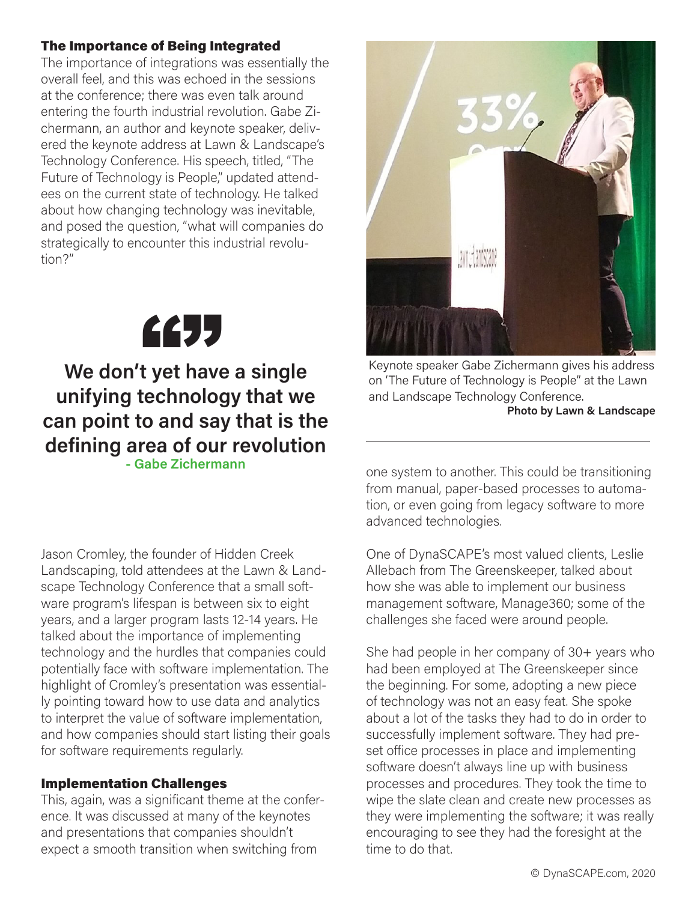### The Importance of Being Integrated

The importance of integrations was essentially the overall feel, and this was echoed in the sessions at the conference; there was even talk around entering the fourth industrial revolution. Gabe Zichermann, an author and keynote speaker, delivered the keynote address at Lawn & Landscape's Technology Conference. His speech, titled, "The Future of Technology is People," updated attendees on the current state of technology. He talked about how changing technology was inevitable, and posed the question, "what will companies do strategically to encounter this industrial revolution?"

> **We don't yet have a single unifying technology that we can point to and say that is the defining area of our revolution**
> **- Gabe Zichermann**

Keynote speaker Gabe Zichermann gives his address on 'The Future of Technology is People" at the Lawn and Landscape Technology Conference.
**Photo by Lawn & Landscape**

Jason Cromley, the founder of Hidden Creek Landscaping, told attendees at the Lawn & Landscape Technology Conference that a small software program's lifespan is between six to eight years, and a larger program lasts 12-14 years. He talked about the importance of implementing technology and the hurdles that companies could potentially face with software implementation. The highlight of Cromley's presentation was essentially pointing toward how to use data and analytics to interpret the value of software implementation, and how companies should start listing their goals for software requirements regularly.

### Implementation Challenges

This, again, was a significant theme at the conference. It was discussed at many of the keynotes and presentations that companies shouldn't expect a smooth transition when switching from one system to another. This could be transitioning from manual, paper-based processes to automation, or even going from legacy software to more advanced technologies.

One of DynaSCAPE's most valued clients, Leslie Allebach from The Greenskeeper, talked about how she was able to implement our business management software, Manage360; some of the challenges she faced were around people.

She had people in her company of 30+ years who had been employed at The Greenskeeper since the beginning. For some, adopting a new piece of technology was not an easy feat. She spoke about a lot of the tasks they had to do in order to successfully implement software. They had preset office processes in place and implementing software doesn't always line up with business processes and procedures. They took the time to wipe the slate clean and create new processes as they were implementing the software; it was really encouraging to see they had the foresight at the time to do that.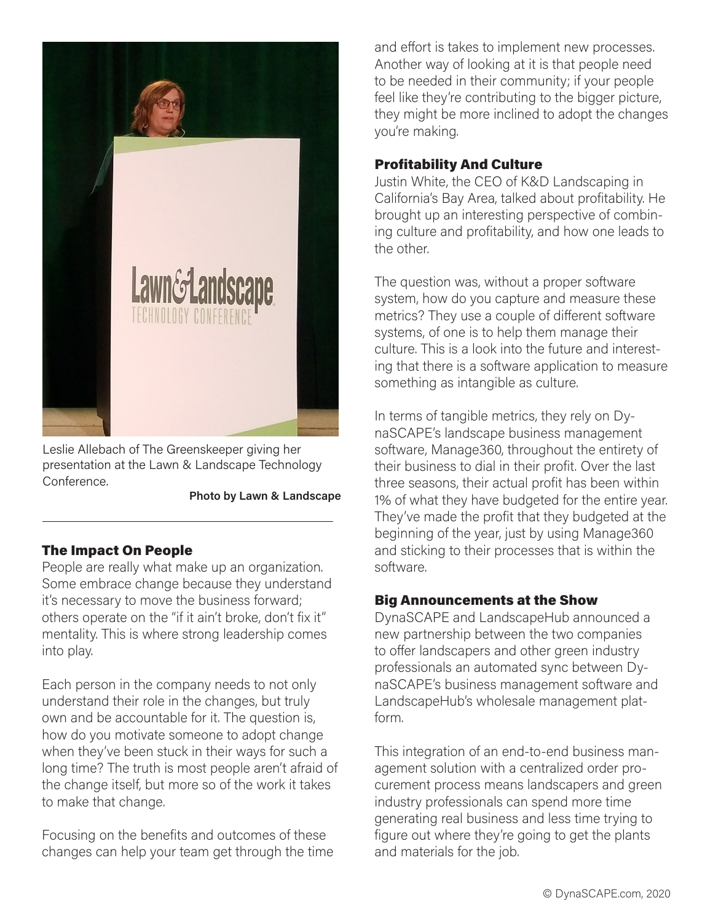Leslie Allebach of The Greenskeeper giving her presentation at the Lawn & Landscape Technology Conference.

**Photo by Lawn & Landscape**

## The Impact On People

People are really what make up an organization. Some embrace change because they understand it's necessary to move the business forward; others operate on the "if it ain't broke, don't fix it" mentality. This is where strong leadership comes into play.

Each person in the company needs to not only understand their role in the changes, but truly own and be accountable for it. The question is, how do you motivate someone to adopt change when they've been stuck in their ways for such a long time? The truth is most people aren't afraid of the change itself, but more so of the work it takes to make that change.

Focusing on the benefits and outcomes of these changes can help your team get through the time and effort is takes to implement new processes. Another way of looking at it is that people need to be needed in their community; if your people feel like they're contributing to the bigger picture, they might be more inclined to adopt the changes you're making.

## Profitability And Culture

Justin White, the CEO of K&D Landscaping in California's Bay Area, talked about profitability. He brought up an interesting perspective of combining culture and profitability, and how one leads to the other.

The question was, without a proper software system, how do you capture and measure these metrics? They use a couple of different software systems, of one is to help them manage their culture. This is a look into the future and interesting that there is a software application to measure something as intangible as culture.

In terms of tangible metrics, they rely on DynaSCAPE's landscape business management software, Manage360, throughout the entirety of their business to dial in their profit. Over the last three seasons, their actual profit has been within 1% of what they have budgeted for the entire year. They've made the profit that they budgeted at the beginning of the year, just by using Manage360 and sticking to their processes that is within the software.

## Big Announcements at the Show

DynaSCAPE and LandscapeHub announced a new partnership between the two companies to offer landscapers and other green industry professionals an automated sync between DynaSCAPE's business management software and LandscapeHub's wholesale management platform.

This integration of an end-to-end business management solution with a centralized order procurement process means landscapers and green industry professionals can spend more time generating real business and less time trying to figure out where they're going to get the plants and materials for the job.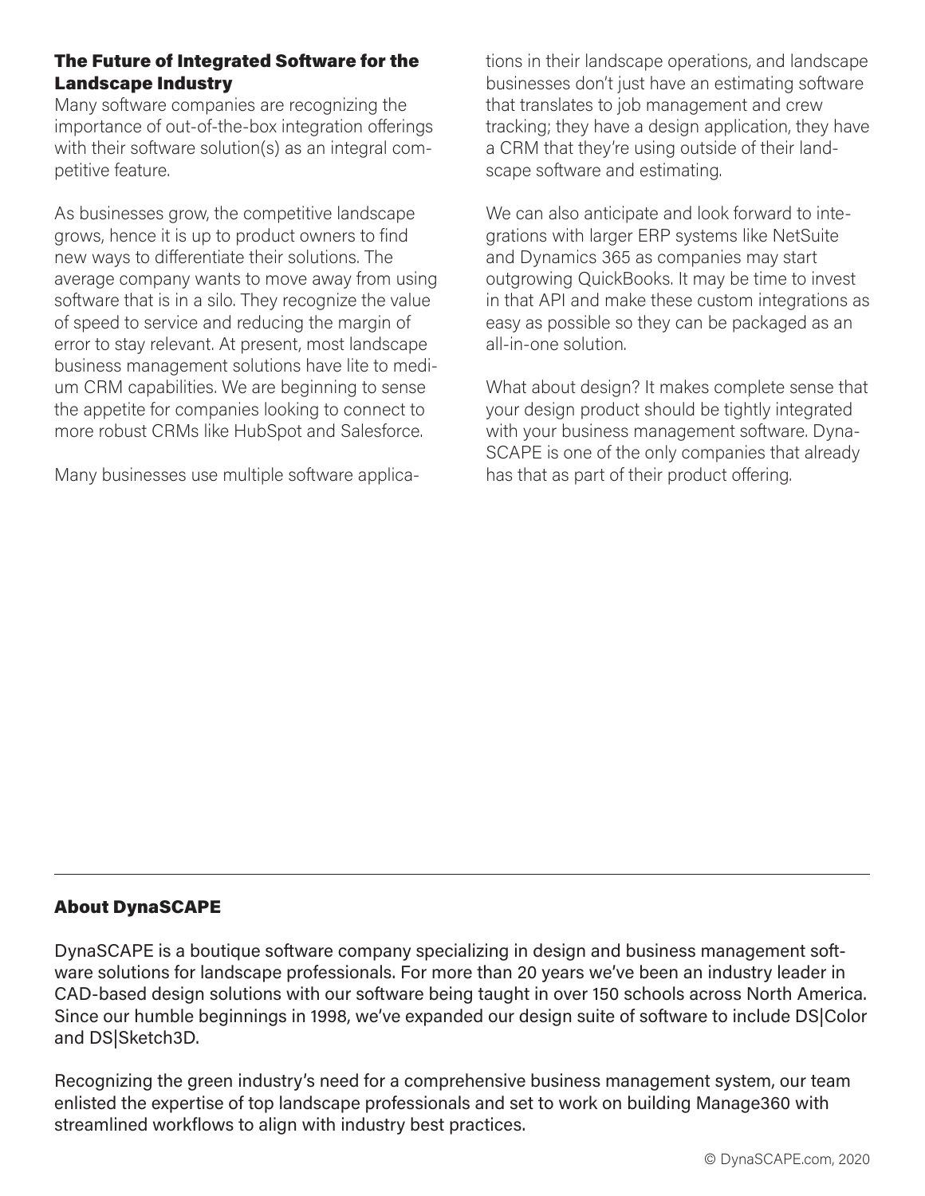## The Future of Integrated Software for the Landscape Industry

Many software companies are recognizing the importance of out-of-the-box integration offerings with their software solution(s) as an integral competitive feature.

As businesses grow, the competitive landscape grows, hence it is up to product owners to find new ways to differentiate their solutions. The average company wants to move away from using software that is in a silo. They recognize the value of speed to service and reducing the margin of error to stay relevant. At present, most landscape business management solutions have lite to medium CRM capabilities. We are beginning to sense the appetite for companies looking to connect to more robust CRMs like HubSpot and Salesforce.

Many businesses use multiple software applications in their landscape operations, and landscape businesses don't just have an estimating software that translates to job management and crew tracking; they have a design application, they have a CRM that they're using outside of their landscape software and estimating.

We can also anticipate and look forward to integrations with larger ERP systems like NetSuite and Dynamics 365 as companies may start outgrowing QuickBooks. It may be time to invest in that API and make these custom integrations as easy as possible so they can be packaged as an all-in-one solution.

What about design? It makes complete sense that your design product should be tightly integrated with your business management software. DynaSCAPE is one of the only companies that already has that as part of their product offering.

---

## About DynaSCAPE

DynaSCAPE is a boutique software company specializing in design and business management software solutions for landscape professionals. For more than 20 years we've been an industry leader in CAD-based design solutions with our software being taught in over 150 schools across North America. Since our humble beginnings in 1998, we've expanded our design suite of software to include DS|Color and DS|Sketch3D.

Recognizing the green industry's need for a comprehensive business management system, our team enlisted the expertise of top landscape professionals and set to work on building Manage360 with streamlined workflows to align with industry best practices.

© DynaSCAPE.com, 2020